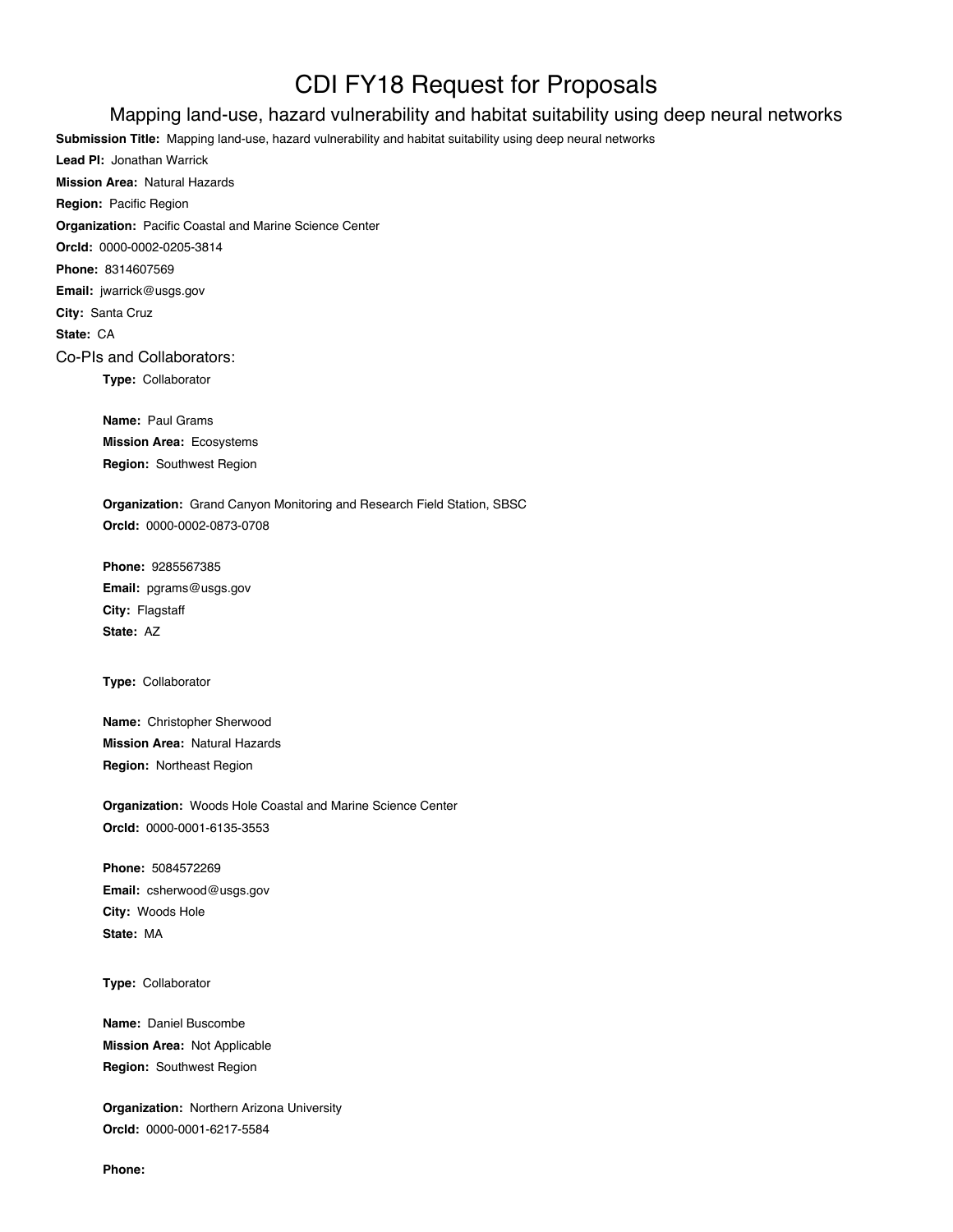# CDI FY18 Request for Proposals

## Mapping land-use, hazard vulnerability and habitat suitability using deep neural networks

**Submission Title:** Mapping land-use, hazard vulnerability and habitat suitability using deep neural networks

**Lead PI:** Jonathan Warrick

**Mission Area:** Natural Hazards

**Region:** Pacific Region

**Organization:** Pacific Coastal and Marine Science Center

**OrcId:** 0000-0002-0205-3814

**Phone:** 8314607569

**Email:** jwarrick@usgs.gov

**City:** Santa Cruz

**State:** CA

### Co-PIs and Collaborators:

**Type:** Collaborator

**Name:** Paul Grams

**Mission Area:** Ecosystems

**Region:** Southwest Region

**Organization:** Grand Canyon Monitoring and Research Field Station, SBSC

**OrcId:** 0000-0002-0873-0708

**Phone:** 9285567385

**Email:** pgrams@usgs.gov

**City:** Flagstaff

**State:** AZ

**Type:** Collaborator

**Name:** Christopher Sherwood

**Mission Area:** Natural Hazards

**Region:** Northeast Region

**Organization:** Woods Hole Coastal and Marine Science Center

**OrcId:** 0000-0001-6135-3553

**Phone:** 5084572269

**Email:** csherwood@usgs.gov

**City:** Woods Hole

**State:** MA

**Type:** Collaborator

**Name:** Daniel Buscombe

**Mission Area:** Not Applicable

**Region:** Southwest Region

**Organization:** Northern Arizona University

**OrcId:** 0000-0001-6217-5584

**Phone:**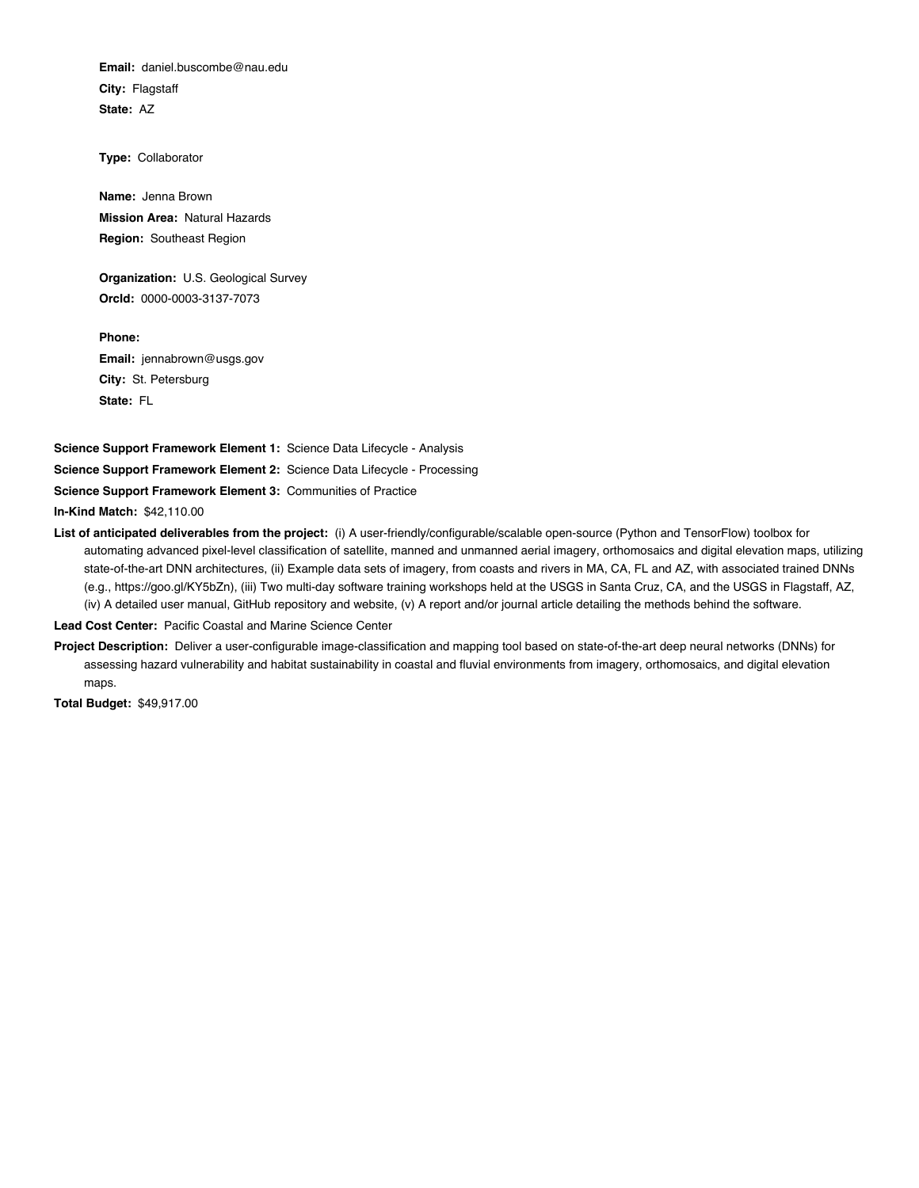**Email:** daniel.buscombe@nau.edu
**City:** Flagstaff
**State:** AZ

**Type:** Collaborator

**Name:** Jenna Brown
**Mission Area:** Natural Hazards
**Region:** Southeast Region

**Organization:** U.S. Geological Survey
**OrcId:** 0000-0003-3137-7073

**Phone:**
**Email:** jennabrown@usgs.gov
**City:** St. Petersburg
**State:** FL

**Science Support Framework Element 1:** Science Data Lifecycle - Analysis

**Science Support Framework Element 2:** Science Data Lifecycle - Processing

**Science Support Framework Element 3:** Communities of Practice

**In-Kind Match:** $42,110.00

**List of anticipated deliverables from the project:** (i) A user-friendly/configurable/scalable open-source (Python and TensorFlow) toolbox for automating advanced pixel-level classification of satellite, manned and unmanned aerial imagery, orthomosaics and digital elevation maps, utilizing state-of-the-art DNN architectures, (ii) Example data sets of imagery, from coasts and rivers in MA, CA, FL and AZ, with associated trained DNNs (e.g., https://goo.gl/KY5bZn), (iii) Two multi-day software training workshops held at the USGS in Santa Cruz, CA, and the USGS in Flagstaff, AZ, (iv) A detailed user manual, GitHub repository and website, (v) A report and/or journal article detailing the methods behind the software.

**Lead Cost Center:** Pacific Coastal and Marine Science Center

**Project Description:** Deliver a user-configurable image-classification and mapping tool based on state-of-the-art deep neural networks (DNNs) for assessing hazard vulnerability and habitat sustainability in coastal and fluvial environments from imagery, orthomosaics, and digital elevation maps.

**Total Budget:** $49,917.00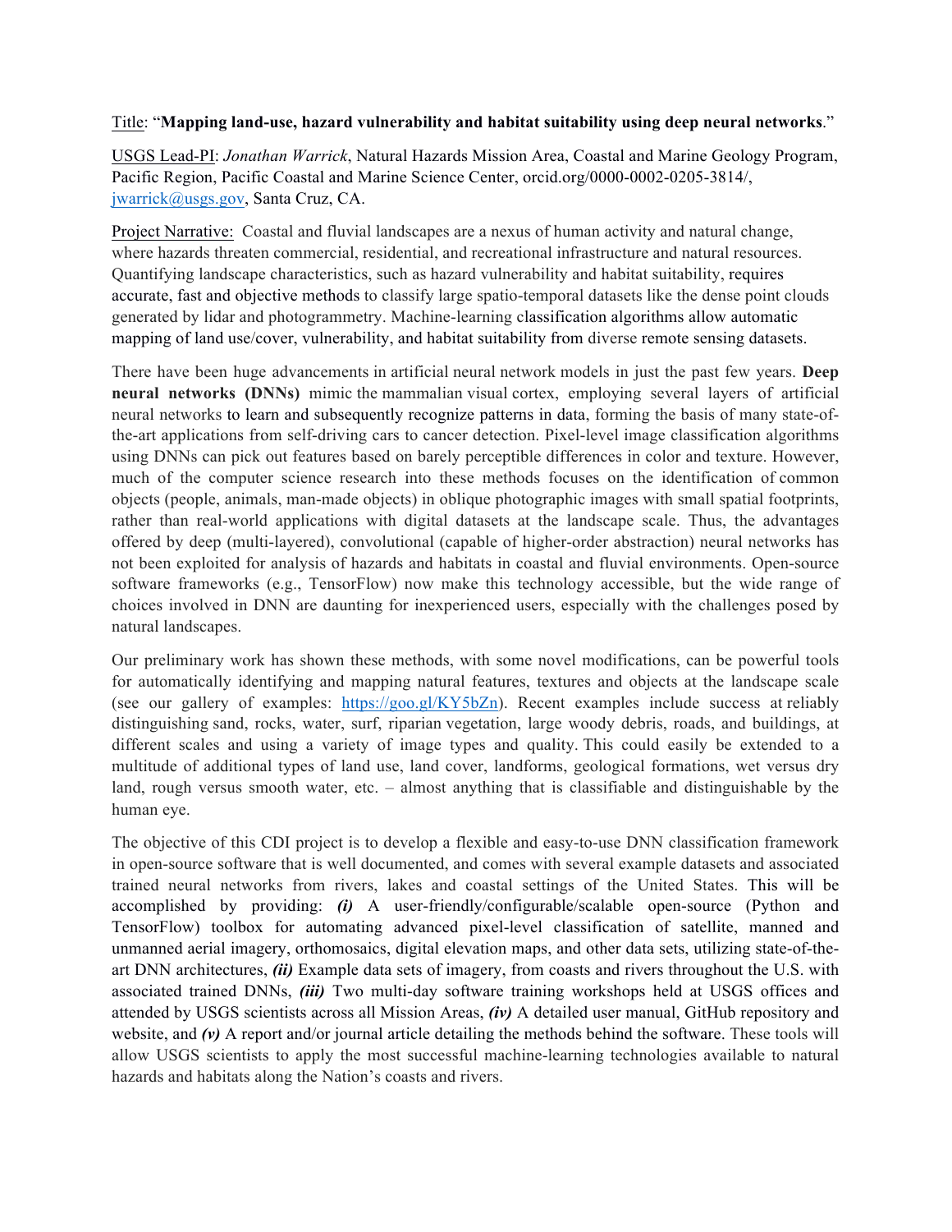Title: "**Mapping land-use, hazard vulnerability and habitat suitability using deep neural networks**."

USGS Lead-PI: *Jonathan Warrick*, Natural Hazards Mission Area, Coastal and Marine Geology Program, Pacific Region, Pacific Coastal and Marine Science Center, orcid.org/0000-0002-0205-3814/, jwarrick@usgs.gov, Santa Cruz, CA.

Project Narrative: Coastal and fluvial landscapes are a nexus of human activity and natural change, where hazards threaten commercial, residential, and recreational infrastructure and natural resources. Quantifying landscape characteristics, such as hazard vulnerability and habitat suitability, requires accurate, fast and objective methods to classify large spatio-temporal datasets like the dense point clouds generated by lidar and photogrammetry. Machine-learning classification algorithms allow automatic mapping of land use/cover, vulnerability, and habitat suitability from diverse remote sensing datasets.

There have been huge advancements in artificial neural network models in just the past few years. **Deep neural networks (DNNs)** mimic the mammalian visual cortex, employing several layers of artificial neural networks to learn and subsequently recognize patterns in data, forming the basis of many state-of-the-art applications from self-driving cars to cancer detection. Pixel-level image classification algorithms using DNNs can pick out features based on barely perceptible differences in color and texture. However, much of the computer science research into these methods focuses on the identification of common objects (people, animals, man-made objects) in oblique photographic images with small spatial footprints, rather than real-world applications with digital datasets at the landscape scale. Thus, the advantages offered by deep (multi-layered), convolutional (capable of higher-order abstraction) neural networks has not been exploited for analysis of hazards and habitats in coastal and fluvial environments. Open-source software frameworks (e.g., TensorFlow) now make this technology accessible, but the wide range of choices involved in DNN are daunting for inexperienced users, especially with the challenges posed by natural landscapes.

Our preliminary work has shown these methods, with some novel modifications, can be powerful tools for automatically identifying and mapping natural features, textures and objects at the landscape scale (see our gallery of examples: https://goo.gl/KY5bZn). Recent examples include success at reliably distinguishing sand, rocks, water, surf, riparian vegetation, large woody debris, roads, and buildings, at different scales and using a variety of image types and quality. This could easily be extended to a multitude of additional types of land use, land cover, landforms, geological formations, wet versus dry land, rough versus smooth water, etc. – almost anything that is classifiable and distinguishable by the human eye.

The objective of this CDI project is to develop a flexible and easy-to-use DNN classification framework in open-source software that is well documented, and comes with several example datasets and associated trained neural networks from rivers, lakes and coastal settings of the United States. This will be accomplished by providing: ***(i)*** A user-friendly/configurable/scalable open-source (Python and TensorFlow) toolbox for automating advanced pixel-level classification of satellite, manned and unmanned aerial imagery, orthomosaics, digital elevation maps, and other data sets, utilizing state-of-the-art DNN architectures, ***(ii)*** Example data sets of imagery, from coasts and rivers throughout the U.S. with associated trained DNNs, ***(iii)*** Two multi-day software training workshops held at USGS offices and attended by USGS scientists across all Mission Areas, ***(iv)*** A detailed user manual, GitHub repository and website, and ***(v)*** A report and/or journal article detailing the methods behind the software. These tools will allow USGS scientists to apply the most successful machine-learning technologies available to natural hazards and habitats along the Nation's coasts and rivers.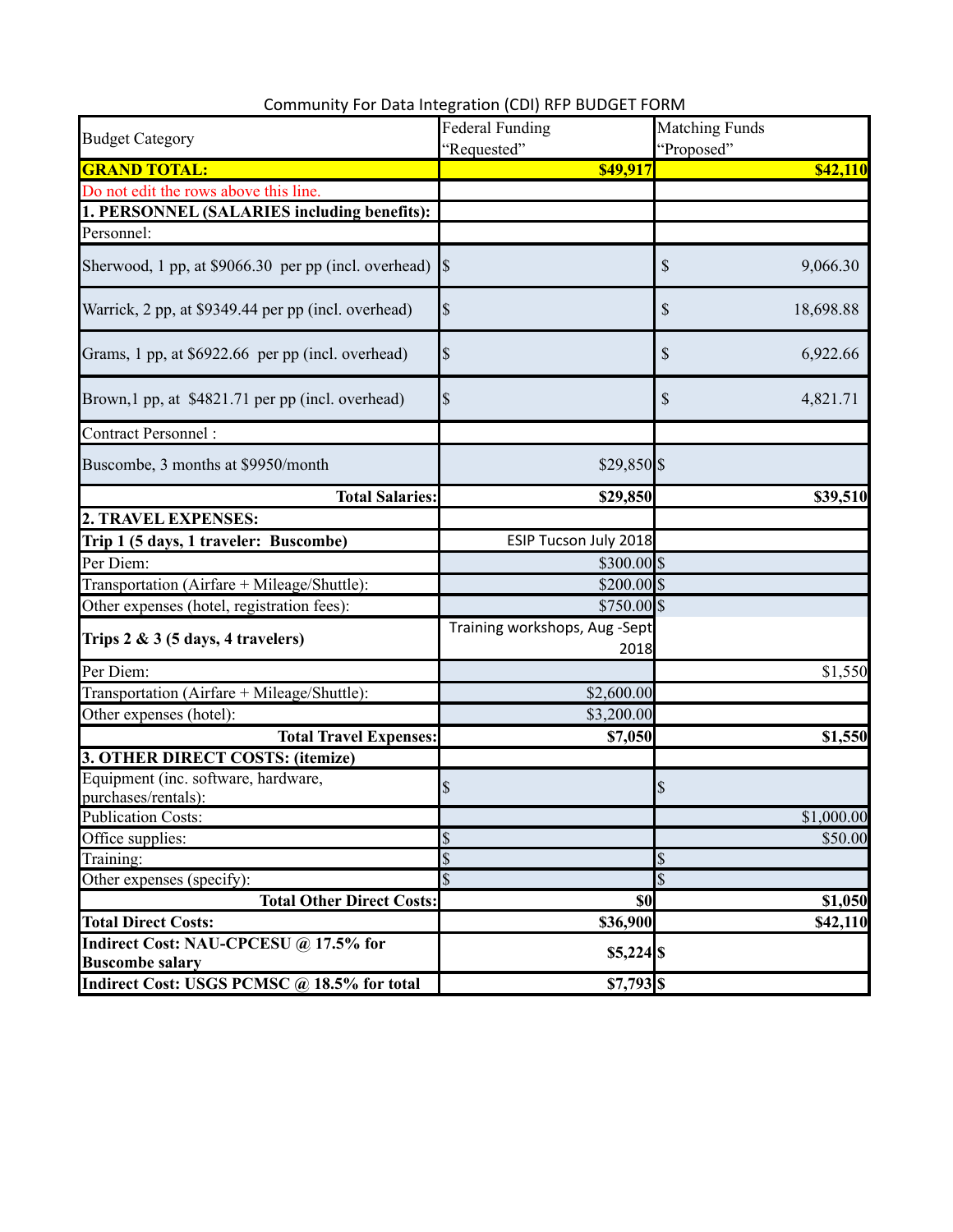Community For Data Integration (CDI) RFP BUDGET FORM

| Budget Category | Federal Funding "Requested" | Matching Funds "Proposed" |
|---|---|---|
| **GRAND TOTAL:** | **$49,917** | **$42,110** |
| Do not edit the rows above this line. | | |
| **1. PERSONNEL (SALARIES including benefits):** | | |
| Personnel: | | |
| Sherwood, 1 pp, at $9066.30 per pp (incl. overhead) | $ | $ 9,066.30 |
| Warrick, 2 pp, at $9349.44 per pp (incl. overhead) | $ | $ 18,698.88 |
| Grams, 1 pp, at $6922.66 per pp (incl. overhead) | $ | $ 6,922.66 |
| Brown,1 pp, at $4821.71 per pp (incl. overhead) | $ | $ 4,821.71 |
| Contract Personnel : | | |
| Buscombe, 3 months at $9950/month | $29,850 | $ |
| **Total Salaries:** | **$29,850** | **$39,510** |
| **2. TRAVEL EXPENSES:** | | |
| **Trip 1 (5 days, 1 traveler: Buscombe)** | ESIP Tucson July 2018 | |
| Per Diem: | $300.00 | $ |
| Transportation (Airfare + Mileage/Shuttle): | $200.00 | $ |
| Other expenses (hotel, registration fees): | $750.00 | $ |
| **Trips 2 & 3 (5 days, 4 travelers)** | Training workshops, Aug -Sept 2018 | |
| Per Diem: | | $1,550 |
| Transportation (Airfare + Mileage/Shuttle): | $2,600.00 | |
| Other expenses (hotel): | $3,200.00 | |
| **Total Travel Expenses:** | **$7,050** | **$1,550** |
| **3. OTHER DIRECT COSTS: (itemize)** | | |
| Equipment (inc. software, hardware, purchases/rentals): | $ | $ |
| Publication Costs: | | $1,000.00 |
| Office supplies: | $ | $50.00 |
| Training: | $ | $ |
| Other expenses (specify): | $ | $ |
| **Total Other Direct Costs:** | **$0** | **$1,050** |
| **Total Direct Costs:** | **$36,900** | **$42,110** |
| **Indirect Cost: NAU-CPCESU @ 17.5% for Buscombe salary** | **$5,224** | **$** |
| **Indirect Cost: USGS PCMSC @ 18.5% for total** | **$7,793** | **$** |